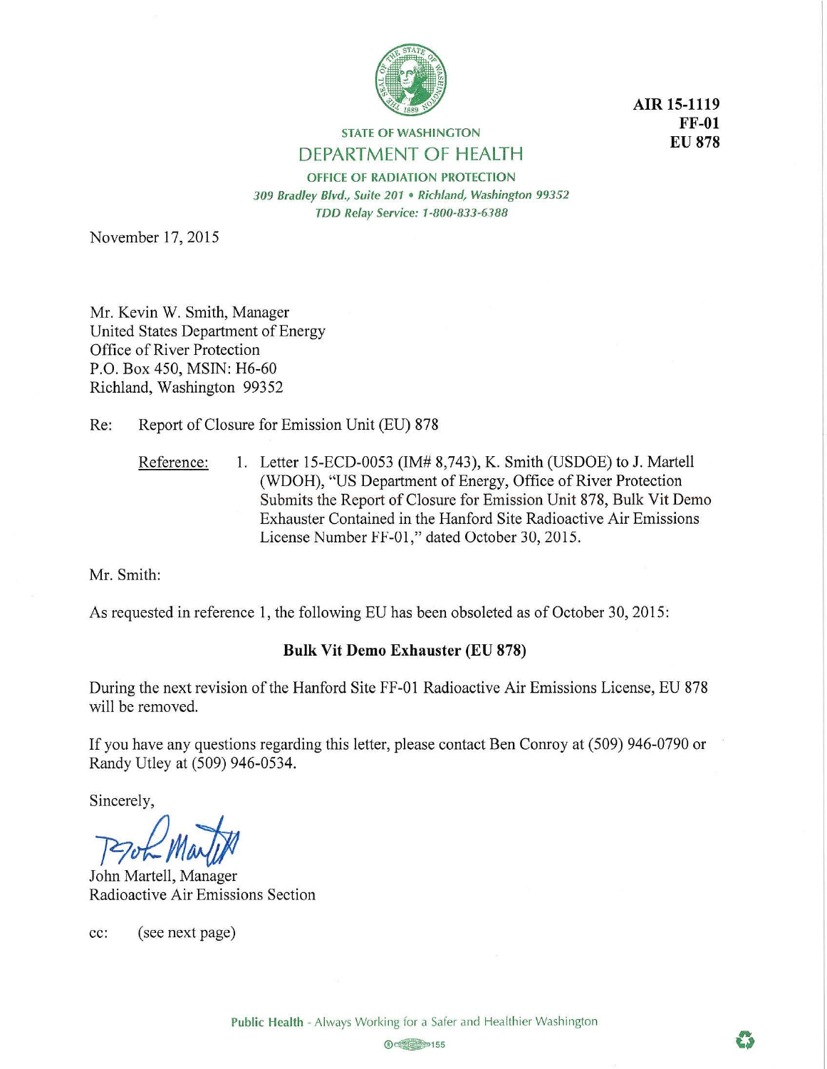**AIR 15-1119**
**FF-01**
**EU 878**

STATE OF WASHINGTON

DEPARTMENT OF HEALTH

OFFICE OF RADIATION PROTECTION

*309 Bradley Blvd., Suite 201 • Richland, Washington 99352*

*TDD Relay Service: 1-800-833-6388*

November 17, 2015

Mr. Kevin W. Smith, Manager
United States Department of Energy
Office of River Protection
P.O. Box 450, MSIN: H6-60
Richland, Washington 99352

Re: Report of Closure for Emission Unit (EU) 878

Reference: 1. Letter 15-ECD-0053 (IM# 8,743), K. Smith (USDOE) to J. Martell (WDOH), "US Department of Energy, Office of River Protection Submits the Report of Closure for Emission Unit 878, Bulk Vit Demo Exhauster Contained in the Hanford Site Radioactive Air Emissions License Number FF-01," dated October 30, 2015.

Mr. Smith:

As requested in reference 1, the following EU has been obsoleted as of October 30, 2015:

**Bulk Vit Demo Exhauster (EU 878)**

During the next revision of the Hanford Site FF-01 Radioactive Air Emissions License, EU 878 will be removed.

If you have any questions regarding this letter, please contact Ben Conroy at (509) 946-0790 or Randy Utley at (509) 946-0534.

Sincerely,

John Martell, Manager
Radioactive Air Emissions Section

cc: (see next page)

Public Health - Always Working for a Safer and Healthier Washington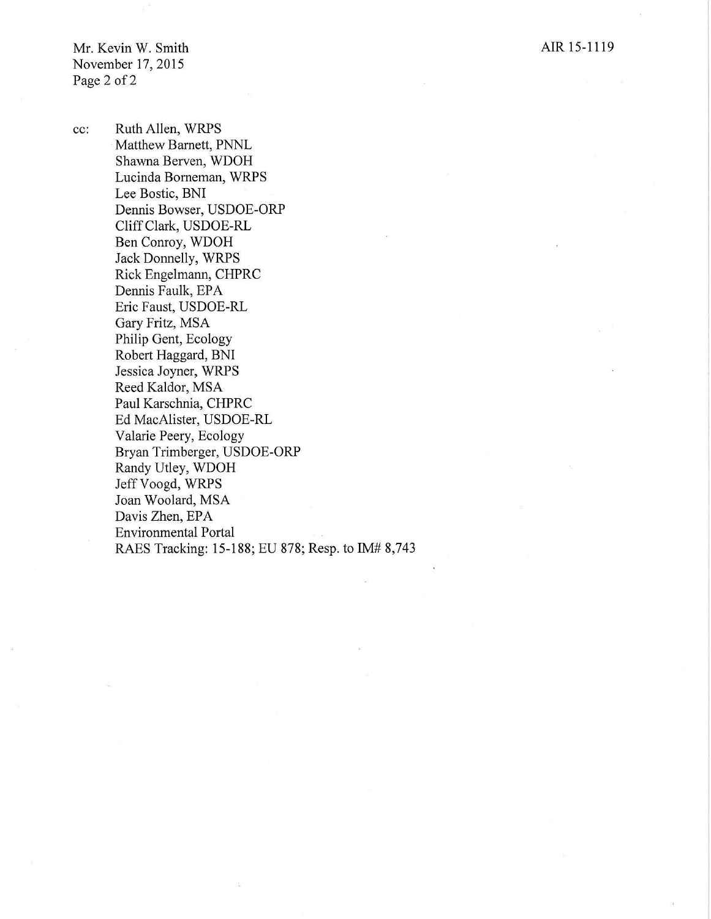cc: Ruth Allen, WRPS
Matthew Barnett, PNNL
Shawna Berven, WDOH
Lucinda Borneman, WRPS
Lee Bostic, BNI
Dennis Bowser, USDOE-ORP
Cliff Clark, USDOE-RL
Ben Conroy, WDOH
Jack Donnelly, WRPS
Rick Engelmann, CHPRC
Dennis Faulk, EPA
Eric Faust, USDOE-RL
Gary Fritz, MSA
Philip Gent, Ecology
Robert Haggard, BNI
Jessica Joyner, WRPS
Reed Kaldor, MSA
Paul Karschnia, CHPRC
Ed MacAlister, USDOE-RL
Valarie Peery, Ecology
Bryan Trimberger, USDOE-ORP
Randy Utley, WDOH
Jeff Voogd, WRPS
Joan Woolard, MSA
Davis Zhen, EPA
Environmental Portal
RAES Tracking: 15-188; EU 878; Resp. to IM# 8,743